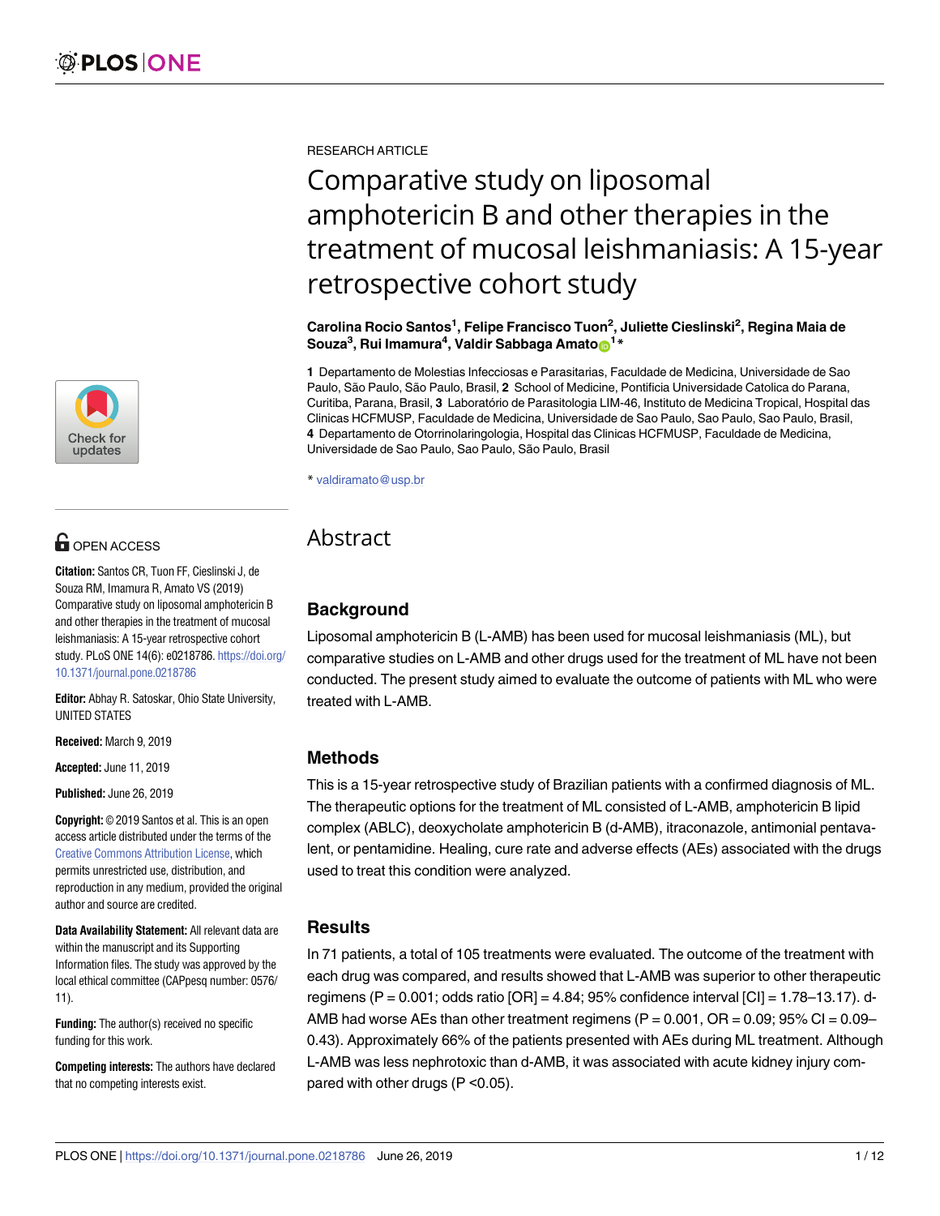RESEARCH ARTICLE

# Comparative study on liposomal amphotericin B and other therapies in the treatment of mucosal leishmaniasis: A 15-year retrospective cohort study

**Carolina Rocio Santos[1], Felipe Francisco Tuon[2], Juliette Cieslinski[2], Regina Maia de Souza[3], Rui Imamura[4], Valdir Sabbaga Amato[1]***

**1** Departamento de Molestias Infecciosas e Parasitarias, Faculdade de Medicina, Universidade de Sao Paulo, São Paulo, São Paulo, Brasil, **2** School of Medicine, Pontificia Universidade Catolica do Parana, Curitiba, Parana, Brasil, **3** Laboratório de Parasitologia LIM-46, Instituto de Medicina Tropical, Hospital das Clinicas HCFMUSP, Faculdade de Medicina, Universidade de Sao Paulo, Sao Paulo, Sao Paulo, Brasil, **4** Departamento de Otorrinolaringologia, Hospital das Clinicas HCFMUSP, Faculdade de Medicina, Universidade de Sao Paulo, Sao Paulo, São Paulo, Brasil

* valdiramato@usp.br

OPEN ACCESS

**Citation:** Santos CR, Tuon FF, Cieslinski J, de Souza RM, Imamura R, Amato VS (2019) Comparative study on liposomal amphotericin B and other therapies in the treatment of mucosal leishmaniasis: A 15-year retrospective cohort study. PLoS ONE 14(6): e0218786. https://doi.org/10.1371/journal.pone.0218786

**Editor:** Abhay R. Satoskar, Ohio State University, UNITED STATES

**Received:** March 9, 2019

**Accepted:** June 11, 2019

**Published:** June 26, 2019

**Copyright:** © 2019 Santos et al. This is an open access article distributed under the terms of the Creative Commons Attribution License, which permits unrestricted use, distribution, and reproduction in any medium, provided the original author and source are credited.

**Data Availability Statement:** All relevant data are within the manuscript and its Supporting Information files. The study was approved by the local ethical committee (CAPpesq number: 0576/11).

**Funding:** The author(s) received no specific funding for this work.

**Competing interests:** The authors have declared that no competing interests exist.

## Abstract

### Background

Liposomal amphotericin B (L-AMB) has been used for mucosal leishmaniasis (ML), but comparative studies on L-AMB and other drugs used for the treatment of ML have not been conducted. The present study aimed to evaluate the outcome of patients with ML who were treated with L-AMB.

### Methods

This is a 15-year retrospective study of Brazilian patients with a confirmed diagnosis of ML. The therapeutic options for the treatment of ML consisted of L-AMB, amphotericin B lipid complex (ABLC), deoxycholate amphotericin B (d-AMB), itraconazole, antimonial pentavalent, or pentamidine. Healing, cure rate and adverse effects (AEs) associated with the drugs used to treat this condition were analyzed.

### Results

In 71 patients, a total of 105 treatments were evaluated. The outcome of the treatment with each drug was compared, and results showed that L-AMB was superior to other therapeutic regimens ($P = 0.001$; odds ratio [OR] = 4.84; 95% confidence interval [CI] = 1.78–13.17). d-AMB had worse AEs than other treatment regimens ($P = 0.001$, OR = 0.09; 95% CI = 0.09–0.43). Approximately 66% of the patients presented with AEs during ML treatment. Although L-AMB was less nephrotoxic than d-AMB, it was associated with acute kidney injury compared with other drugs ($P < 0.05$).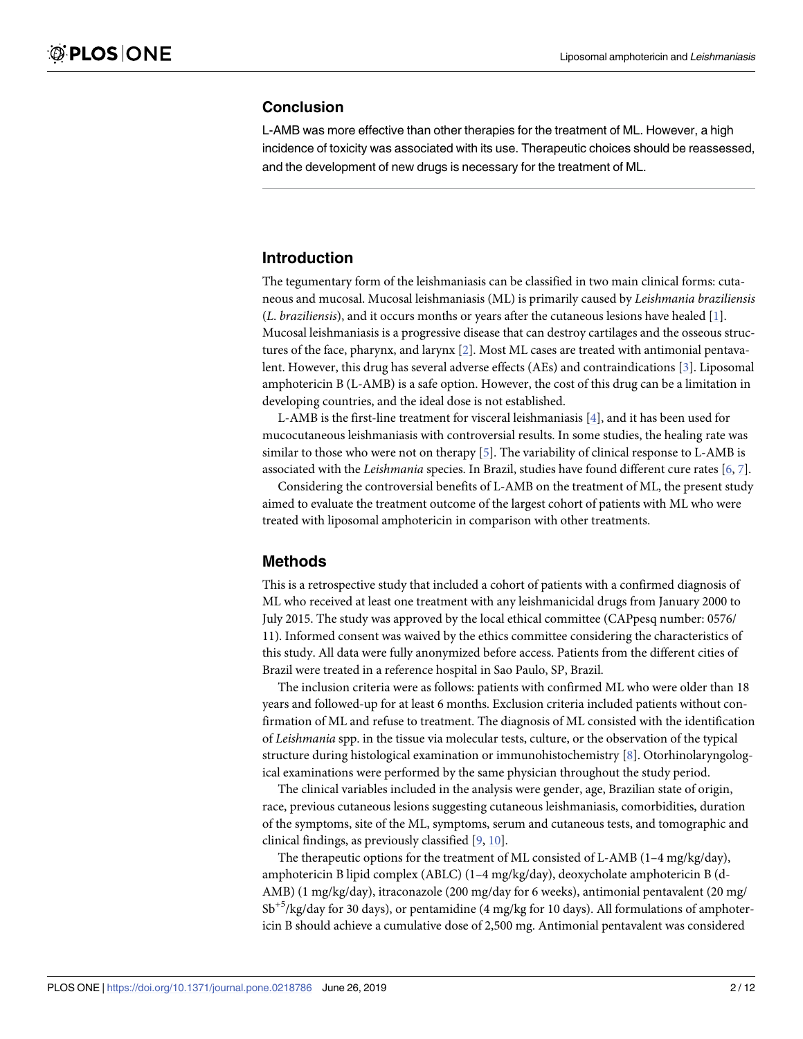## Conclusion

L-AMB was more effective than other therapies for the treatment of ML. However, a high incidence of toxicity was associated with its use. Therapeutic choices should be reassessed, and the development of new drugs is necessary for the treatment of ML.

## Introduction

The tegumentary form of the leishmaniasis can be classified in two main clinical forms: cutaneous and mucosal. Mucosal leishmaniasis (ML) is primarily caused by *Leishmania braziliensis* (*L. braziliensis*), and it occurs months or years after the cutaneous lesions have healed [1]. Mucosal leishmaniasis is a progressive disease that can destroy cartilages and the osseous structures of the face, pharynx, and larynx [2]. Most ML cases are treated with antimonial pentavalent. However, this drug has several adverse effects (AEs) and contraindications [3]. Liposomal amphotericin B (L-AMB) is a safe option. However, the cost of this drug can be a limitation in developing countries, and the ideal dose is not established.

L-AMB is the first-line treatment for visceral leishmaniasis [4], and it has been used for mucocutaneous leishmaniasis with controversial results. In some studies, the healing rate was similar to those who were not on therapy [5]. The variability of clinical response to L-AMB is associated with the *Leishmania* species. In Brazil, studies have found different cure rates [6, 7].

Considering the controversial benefits of L-AMB on the treatment of ML, the present study aimed to evaluate the treatment outcome of the largest cohort of patients with ML who were treated with liposomal amphotericin in comparison with other treatments.

## Methods

This is a retrospective study that included a cohort of patients with a confirmed diagnosis of ML who received at least one treatment with any leishmanicidal drugs from January 2000 to July 2015. The study was approved by the local ethical committee (CAPpesq number: 0576/11). Informed consent was waived by the ethics committee considering the characteristics of this study. All data were fully anonymized before access. Patients from the different cities of Brazil were treated in a reference hospital in Sao Paulo, SP, Brazil.

The inclusion criteria were as follows: patients with confirmed ML who were older than 18 years and followed-up for at least 6 months. Exclusion criteria included patients without confirmation of ML and refuse to treatment. The diagnosis of ML consisted with the identification of *Leishmania* spp. in the tissue via molecular tests, culture, or the observation of the typical structure during histological examination or immunohistochemistry [8]. Otorhinolaryngological examinations were performed by the same physician throughout the study period.

The clinical variables included in the analysis were gender, age, Brazilian state of origin, race, previous cutaneous lesions suggesting cutaneous leishmaniasis, comorbidities, duration of the symptoms, site of the ML, symptoms, serum and cutaneous tests, and tomographic and clinical findings, as previously classified [9, 10].

The therapeutic options for the treatment of ML consisted of L-AMB (1–4 mg/kg/day), amphotericin B lipid complex (ABLC) (1–4 mg/kg/day), deoxycholate amphotericin B (d-AMB) (1 mg/kg/day), itraconazole (200 mg/day for 6 weeks), antimonial pentavalent (20 mg/$Sb^{+5}$/kg/day for 30 days), or pentamidine (4 mg/kg for 10 days). All formulations of amphotericin B should achieve a cumulative dose of 2,500 mg. Antimonial pentavalent was considered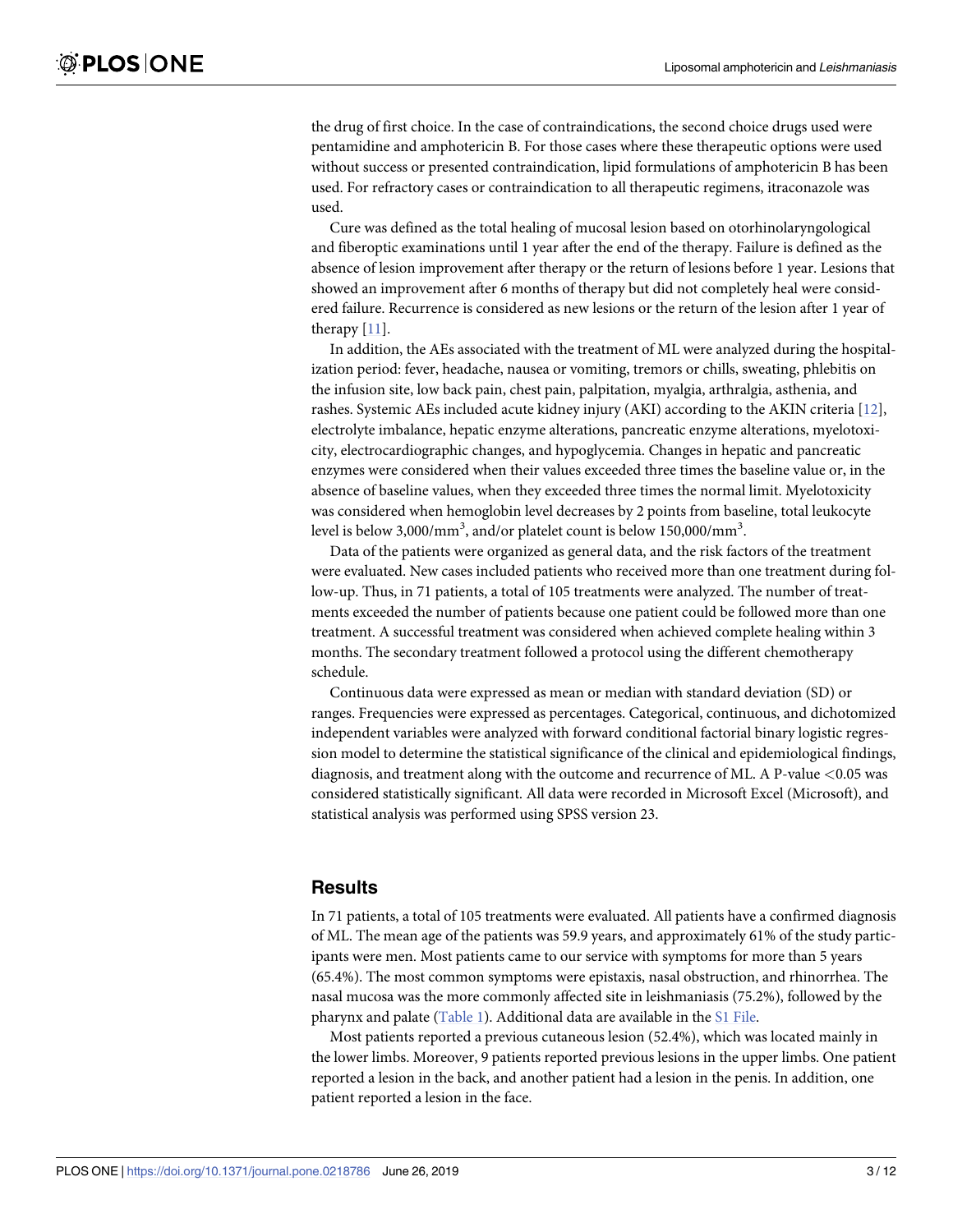the drug of first choice. In the case of contraindications, the second choice drugs used were pentamidine and amphotericin B. For those cases where these therapeutic options were used without success or presented contraindication, lipid formulations of amphotericin B has been used. For refractory cases or contraindication to all therapeutic regimens, itraconazole was used.

Cure was defined as the total healing of mucosal lesion based on otorhinolaryngological and fiberoptic examinations until 1 year after the end of the therapy. Failure is defined as the absence of lesion improvement after therapy or the return of lesions before 1 year. Lesions that showed an improvement after 6 months of therapy but did not completely heal were considered failure. Recurrence is considered as new lesions or the return of the lesion after 1 year of therapy [11].

In addition, the AEs associated with the treatment of ML were analyzed during the hospitalization period: fever, headache, nausea or vomiting, tremors or chills, sweating, phlebitis on the infusion site, low back pain, chest pain, palpitation, myalgia, arthralgia, asthenia, and rashes. Systemic AEs included acute kidney injury (AKI) according to the AKIN criteria [12], electrolyte imbalance, hepatic enzyme alterations, pancreatic enzyme alterations, myelotoxicity, electrocardiographic changes, and hypoglycemia. Changes in hepatic and pancreatic enzymes were considered when their values exceeded three times the baseline value or, in the absence of baseline values, when they exceeded three times the normal limit. Myelotoxicity was considered when hemoglobin level decreases by 2 points from baseline, total leukocyte level is below 3,000/mm$^3$, and/or platelet count is below 150,000/mm$^3$.

Data of the patients were organized as general data, and the risk factors of the treatment were evaluated. New cases included patients who received more than one treatment during follow-up. Thus, in 71 patients, a total of 105 treatments were analyzed. The number of treatments exceeded the number of patients because one patient could be followed more than one treatment. A successful treatment was considered when achieved complete healing within 3 months. The secondary treatment followed a protocol using the different chemotherapy schedule.

Continuous data were expressed as mean or median with standard deviation (SD) or ranges. Frequencies were expressed as percentages. Categorical, continuous, and dichotomized independent variables were analyzed with forward conditional factorial binary logistic regression model to determine the statistical significance of the clinical and epidemiological findings, diagnosis, and treatment along with the outcome and recurrence of ML. A P-value $<0.05$ was considered statistically significant. All data were recorded in Microsoft Excel (Microsoft), and statistical analysis was performed using SPSS version 23.

## Results

In 71 patients, a total of 105 treatments were evaluated. All patients have a confirmed diagnosis of ML. The mean age of the patients was 59.9 years, and approximately 61% of the study participants were men. Most patients came to our service with symptoms for more than 5 years (65.4%). The most common symptoms were epistaxis, nasal obstruction, and rhinorrhea. The nasal mucosa was the more commonly affected site in leishmaniasis (75.2%), followed by the pharynx and palate (Table 1). Additional data are available in the S1 File.

Most patients reported a previous cutaneous lesion (52.4%), which was located mainly in the lower limbs. Moreover, 9 patients reported previous lesions in the upper limbs. One patient reported a lesion in the back, and another patient had a lesion in the penis. In addition, one patient reported a lesion in the face.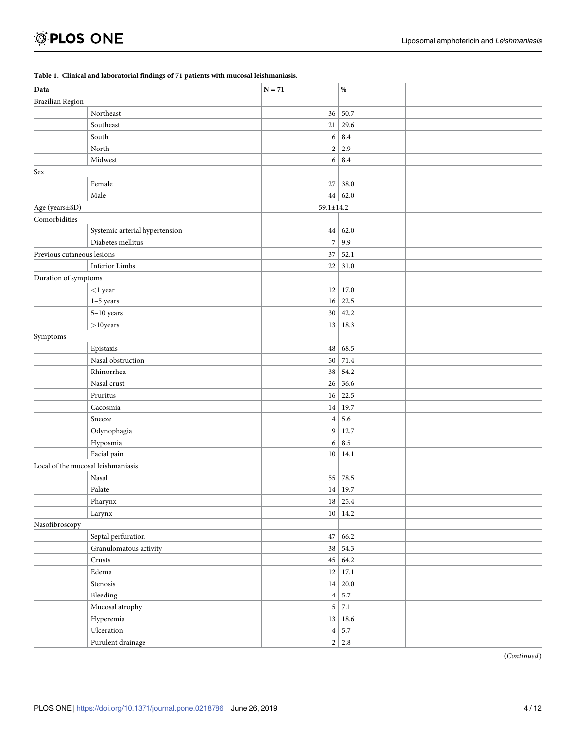**Table 1. Clinical and laboratorial findings of 71 patients with mucosal leishmaniasis.**

| Data | | N = 71 | % | | |
|---|---|---|---|---|---|
| Brazilian Region | | | | | |
| | Northeast | 36 | 50.7 | | |
| | Southeast | 21 | 29.6 | | |
| | South | 6 | 8.4 | | |
| | North | 2 | 2.9 | | |
| | Midwest | 6 | 8.4 | | |
| Sex | | | | | |
| | Female | 27 | 38.0 | | |
| | Male | 44 | 62.0 | | |
| Age (years±SD) | | 59.1±14.2 | | | |
| Comorbidities | | | | | |
| | Systemic arterial hypertension | 44 | 62.0 | | |
| | Diabetes mellitus | 7 | 9.9 | | |
| Previous cutaneous lesions | | 37 | 52.1 | | |
| | Inferior Limbs | 22 | 31.0 | | |
| Duration of symptoms | | | | | |
| | <1 year | 12 | 17.0 | | |
| | 1–5 years | 16 | 22.5 | | |
| | 5–10 years | 30 | 42.2 | | |
| | >10years | 13 | 18.3 | | |
| Symptoms | | | | | |
| | Epistaxis | 48 | 68.5 | | |
| | Nasal obstruction | 50 | 71.4 | | |
| | Rhinorrhea | 38 | 54.2 | | |
| | Nasal crust | 26 | 36.6 | | |
| | Pruritus | 16 | 22.5 | | |
| | Cacosmia | 14 | 19.7 | | |
| | Sneeze | 4 | 5.6 | | |
| | Odynophagia | 9 | 12.7 | | |
| | Hyposmia | 6 | 8.5 | | |
| | Facial pain | 10 | 14.1 | | |
| Local of the mucosal leishmaniasis | | | | | |
| | Nasal | 55 | 78.5 | | |
| | Palate | 14 | 19.7 | | |
| | Pharynx | 18 | 25.4 | | |
| | Larynx | 10 | 14.2 | | |
| Nasofibroscopy | | | | | |
| | Septal perfuration | 47 | 66.2 | | |
| | Granulomatous activity | 38 | 54.3 | | |
| | Crusts | 45 | 64.2 | | |
| | Edema | 12 | 17.1 | | |
| | Stenosis | 14 | 20.0 | | |
| | Bleeding | 4 | 5.7 | | |
| | Mucosal atrophy | 5 | 7.1 | | |
| | Hyperemia | 13 | 18.6 | | |
| | Ulceration | 4 | 5.7 | | |
| | Purulent drainage | 2 | 2.8 | | |

(*Continued*)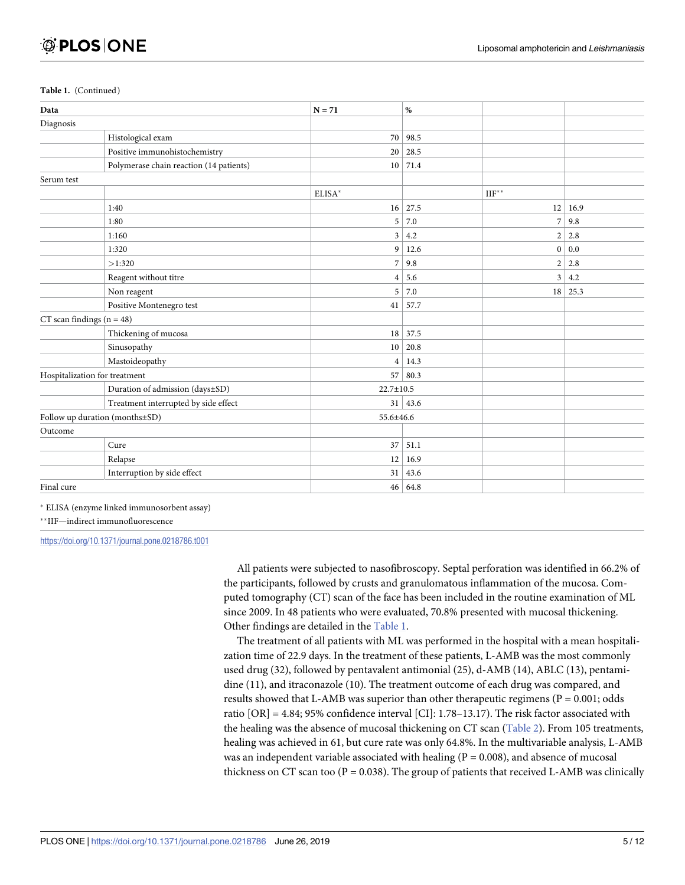**Table 1.** (Continued)

| Data | | N = 71 | % | | |
|---|---|---|---|---|---|
| Diagnosis | | | | | |
| | Histological exam | 70 | 98.5 | | |
| | Positive immunohistochemistry | 20 | 28.5 | | |
| | Polymerase chain reaction (14 patients) | 10 | 71.4 | | |
| Serum test | | | | | |
| | | ELISA* | | IIF** | |
| | 1:40 | 16 | 27.5 | 12 | 16.9 |
| | 1:80 | 5 | 7.0 | 7 | 9.8 |
| | 1:160 | 3 | 4.2 | 2 | 2.8 |
| | 1:320 | 9 | 12.6 | 0 | 0.0 |
| | >1:320 | 7 | 9.8 | 2 | 2.8 |
| | Reagent without titre | 4 | 5.6 | 3 | 4.2 |
| | Non reagent | 5 | 7.0 | 18 | 25.3 |
| | Positive Montenegro test | 41 | 57.7 | | |
| CT scan findings (n = 48) | | | | | |
| | Thickening of mucosa | 18 | 37.5 | | |
| | Sinusopathy | 10 | 20.8 | | |
| | Mastoideopathy | 4 | 14.3 | | |
| Hospitalization for treatment | | 57 | 80.3 | | |
| | Duration of admission (days±SD) | 22.7±10.5 | | | |
| | Treatment interrupted by side effect | 31 | 43.6 | | |
| Follow up duration (months±SD) | | 55.6±46.6 | | | |
| Outcome | | | | | |
| | Cure | 37 | 51.1 | | |
| | Relapse | 12 | 16.9 | | |
| | Interruption by side effect | 31 | 43.6 | | |
| Final cure | | 46 | 64.8 | | |

* ELISA (enzyme linked immunosorbent assay)

**IIF—indirect immunofluorescence

https://doi.org/10.1371/journal.pone.0218786.t001

All patients were subjected to nasofibroscopy. Septal perforation was identified in 66.2% of the participants, followed by crusts and granulomatous inflammation of the mucosa. Computed tomography (CT) scan of the face has been included in the routine examination of ML since 2009. In 48 patients who were evaluated, 70.8% presented with mucosal thickening. Other findings are detailed in the Table 1.

The treatment of all patients with ML was performed in the hospital with a mean hospitalization time of 22.9 days. In the treatment of these patients, L-AMB was the most commonly used drug (32), followed by pentavalent antimonial (25), d-AMB (14), ABLC (13), pentamidine (11), and itraconazole (10). The treatment outcome of each drug was compared, and results showed that L-AMB was superior than other therapeutic regimens ($P = 0.001$; odds ratio [OR] = 4.84; 95% confidence interval [CI]: 1.78–13.17). The risk factor associated with the healing was the absence of mucosal thickening on CT scan (Table 2). From 105 treatments, healing was achieved in 61, but cure rate was only 64.8%. In the multivariable analysis, L-AMB was an independent variable associated with healing ($P = 0.008$), and absence of mucosal thickness on CT scan too ($P = 0.038$). The group of patients that received L-AMB was clinically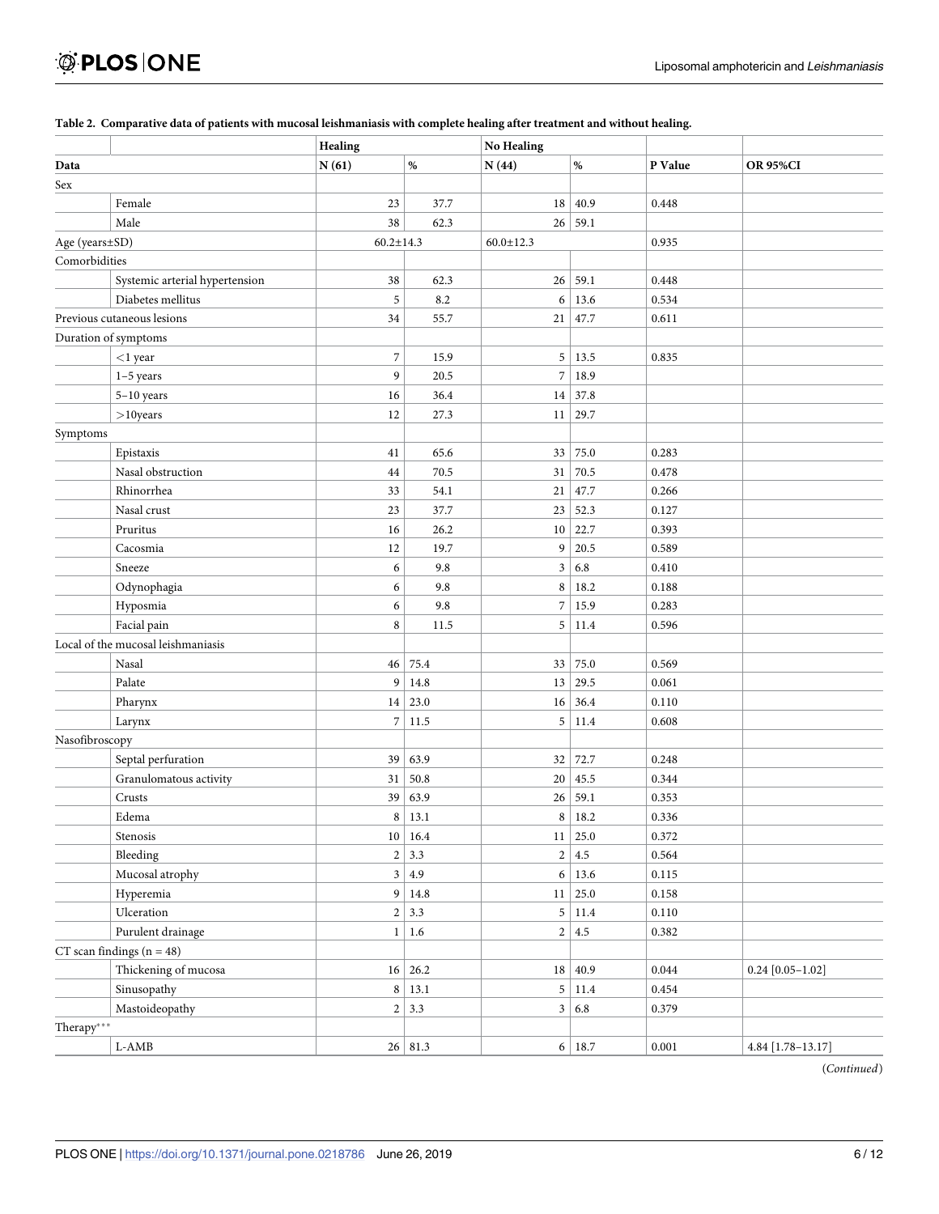**Table 2. Comparative data of patients with mucosal leishmaniasis with complete healing after treatment and without healing.**

| | | Healing | | No Healing | | | |
|---|---|---|---|---|---|---|---|
| Data | | N (61) | % | N (44) | % | P Value | OR 95%CI |
| Sex | | | | | | | |
| | Female | 23 | 37.7 | 18 | 40.9 | 0.448 | |
| | Male | 38 | 62.3 | 26 | 59.1 | | |
| Age (years±SD) | | 60.2±14.3 | | 60.0±12.3 | | 0.935 | |
| Comorbidities | | | | | | | |
| | Systemic arterial hypertension | 38 | 62.3 | 26 | 59.1 | 0.448 | |
| | Diabetes mellitus | 5 | 8.2 | 6 | 13.6 | 0.534 | |
| Previous cutaneous lesions | | 34 | 55.7 | 21 | 47.7 | 0.611 | |
| Duration of symptoms | | | | | | | |
| | <1 year | 7 | 15.9 | 5 | 13.5 | 0.835 | |
| | 1–5 years | 9 | 20.5 | 7 | 18.9 | | |
| | 5–10 years | 16 | 36.4 | 14 | 37.8 | | |
| | >10years | 12 | 27.3 | 11 | 29.7 | | |
| Symptoms | | | | | | | |
| | Epistaxis | 41 | 65.6 | 33 | 75.0 | 0.283 | |
| | Nasal obstruction | 44 | 70.5 | 31 | 70.5 | 0.478 | |
| | Rhinorrhea | 33 | 54.1 | 21 | 47.7 | 0.266 | |
| | Nasal crust | 23 | 37.7 | 23 | 52.3 | 0.127 | |
| | Pruritus | 16 | 26.2 | 10 | 22.7 | 0.393 | |
| | Cacosmia | 12 | 19.7 | 9 | 20.5 | 0.589 | |
| | Sneeze | 6 | 9.8 | 3 | 6.8 | 0.410 | |
| | Odynophagia | 6 | 9.8 | 8 | 18.2 | 0.188 | |
| | Hyposmia | 6 | 9.8 | 7 | 15.9 | 0.283 | |
| | Facial pain | 8 | 11.5 | 5 | 11.4 | 0.596 | |
| Local of the mucosal leishmaniasis | | | | | | | |
| | Nasal | 46 | 75.4 | 33 | 75.0 | 0.569 | |
| | Palate | 9 | 14.8 | 13 | 29.5 | 0.061 | |
| | Pharynx | 14 | 23.0 | 16 | 36.4 | 0.110 | |
| | Larynx | 7 | 11.5 | 5 | 11.4 | 0.608 | |
| Nasofibroscopy | | | | | | | |
| | Septal perfuration | 39 | 63.9 | 32 | 72.7 | 0.248 | |
| | Granulomatous activity | 31 | 50.8 | 20 | 45.5 | 0.344 | |
| | Crusts | 39 | 63.9 | 26 | 59.1 | 0.353 | |
| | Edema | 8 | 13.1 | 8 | 18.2 | 0.336 | |
| | Stenosis | 10 | 16.4 | 11 | 25.0 | 0.372 | |
| | Bleeding | 2 | 3.3 | 2 | 4.5 | 0.564 | |
| | Mucosal atrophy | 3 | 4.9 | 6 | 13.6 | 0.115 | |
| | Hyperemia | 9 | 14.8 | 11 | 25.0 | 0.158 | |
| | Ulceration | 2 | 3.3 | 5 | 11.4 | 0.110 | |
| | Purulent drainage | 1 | 1.6 | 2 | 4.5 | 0.382 | |
| CT scan findings (n = 48) | | | | | | | |
| | Thickening of mucosa | 16 | 26.2 | 18 | 40.9 | 0.044 | 0.24 [0.05–1.02] |
| | Sinusopathy | 8 | 13.1 | 5 | 11.4 | 0.454 | |
| | Mastoideopathy | 2 | 3.3 | 3 | 6.8 | 0.379 | |
| Therapy*** | | | | | | | |
| | L-AMB | 26 | 81.3 | 6 | 18.7 | 0.001 | 4.84 [1.78–13.17] |

(*Continued*)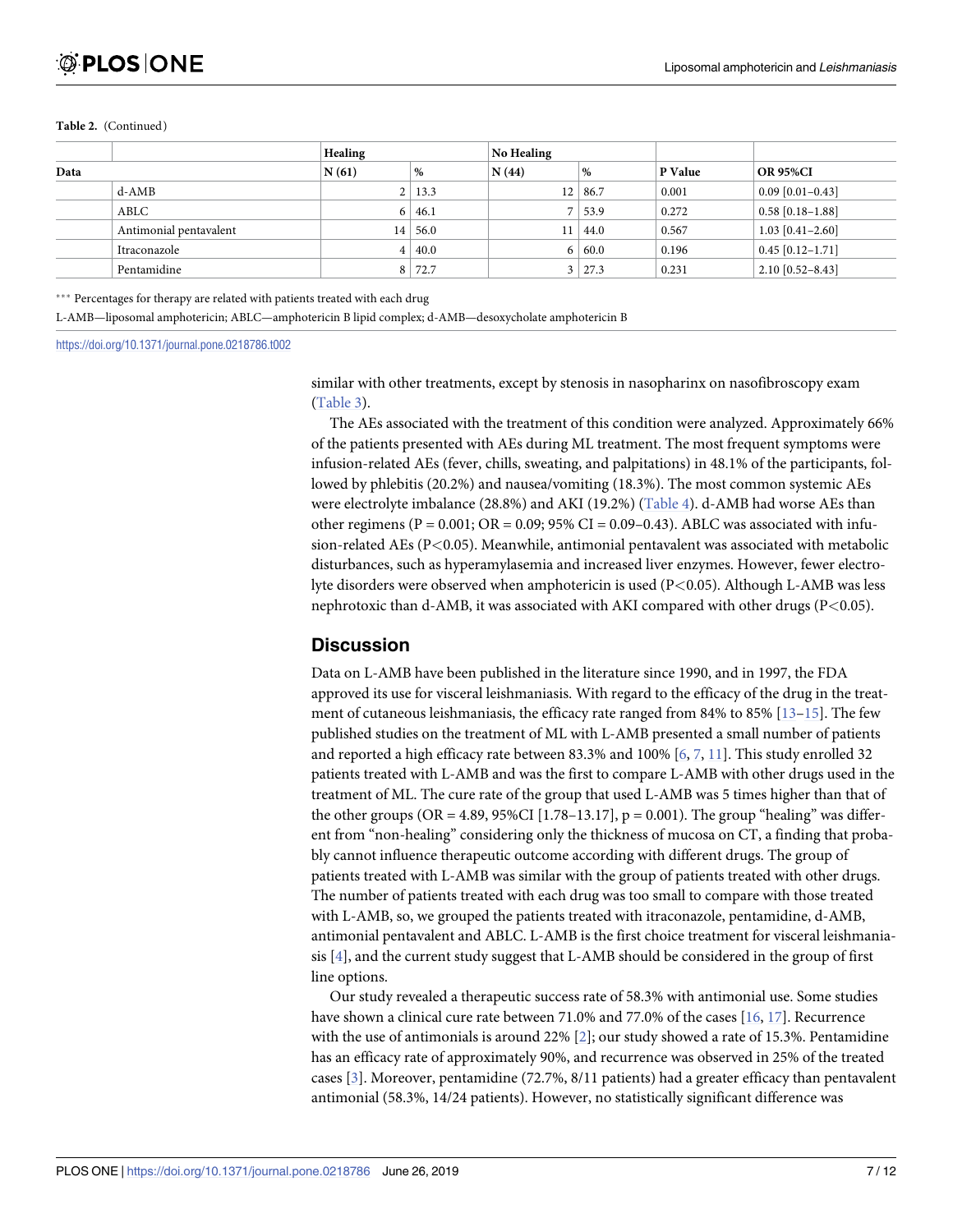Table 2. (Continued)

| Data | | Healing | | No Healing | | | |
|---|---|---|---|---|---|---|---|
| | | N (61) | % | N (44) | % | P Value | OR 95%CI |
| | d-AMB | 2 | 13.3 | 12 | 86.7 | 0.001 | 0.09 [0.01–0.43] |
| | ABLC | 6 | 46.1 | 7 | 53.9 | 0.272 | 0.58 [0.18–1.88] |
| | Antimonial pentavalent | 14 | 56.0 | 11 | 44.0 | 0.567 | 1.03 [0.41–2.60] |
| | Itraconazole | 4 | 40.0 | 6 | 60.0 | 0.196 | 0.45 [0.12–1.71] |
| | Pentamidine | 8 | 72.7 | 3 | 27.3 | 0.231 | 2.10 [0.52–8.43] |

*** Percentages for therapy are related with patients treated with each drug

L-AMB—liposomal amphotericin; ABLC—amphotericin B lipid complex; d-AMB—desoxycholate amphotericin B

https://doi.org/10.1371/journal.pone.0218786.t002

similar with other treatments, except by stenosis in nasopharinx on nasofibroscopy exam (Table 3).

The AEs associated with the treatment of this condition were analyzed. Approximately 66% of the patients presented with AEs during ML treatment. The most frequent symptoms were infusion-related AEs (fever, chills, sweating, and palpitations) in 48.1% of the participants, followed by phlebitis (20.2%) and nausea/vomiting (18.3%). The most common systemic AEs were electrolyte imbalance (28.8%) and AKI (19.2%) (Table 4). d-AMB had worse AEs than other regimens (P = 0.001; OR = 0.09; 95% CI = 0.09–0.43). ABLC was associated with infusion-related AEs ($P<0.05$). Meanwhile, antimonial pentavalent was associated with metabolic disturbances, such as hyperamylasemia and increased liver enzymes. However, fewer electrolyte disorders were observed when amphotericin is used ($P<0.05$). Although L-AMB was less nephrotoxic than d-AMB, it was associated with AKI compared with other drugs ($P<0.05$).

## Discussion

Data on L-AMB have been published in the literature since 1990, and in 1997, the FDA approved its use for visceral leishmaniasis. With regard to the efficacy of the drug in the treatment of cutaneous leishmaniasis, the efficacy rate ranged from 84% to 85% [13–15]. The few published studies on the treatment of ML with L-AMB presented a small number of patients and reported a high efficacy rate between 83.3% and 100% [6, 7, 11]. This study enrolled 32 patients treated with L-AMB and was the first to compare L-AMB with other drugs used in the treatment of ML. The cure rate of the group that used L-AMB was 5 times higher than that of the other groups (OR = 4.89, 95%CI [1.78–13.17], p = 0.001). The group "healing" was different from "non-healing" considering only the thickness of mucosa on CT, a finding that probably cannot influence therapeutic outcome according with different drugs. The group of patients treated with L-AMB was similar with the group of patients treated with other drugs. The number of patients treated with each drug was too small to compare with those treated with L-AMB, so, we grouped the patients treated with itraconazole, pentamidine, d-AMB, antimonial pentavalent and ABLC. L-AMB is the first choice treatment for visceral leishmaniasis [4], and the current study suggest that L-AMB should be considered in the group of first line options.

Our study revealed a therapeutic success rate of 58.3% with antimonial use. Some studies have shown a clinical cure rate between 71.0% and 77.0% of the cases [16, 17]. Recurrence with the use of antimonials is around 22% [2]; our study showed a rate of 15.3%. Pentamidine has an efficacy rate of approximately 90%, and recurrence was observed in 25% of the treated cases [3]. Moreover, pentamidine (72.7%, 8/11 patients) had a greater efficacy than pentavalent antimonial (58.3%, 14/24 patients). However, no statistically significant difference was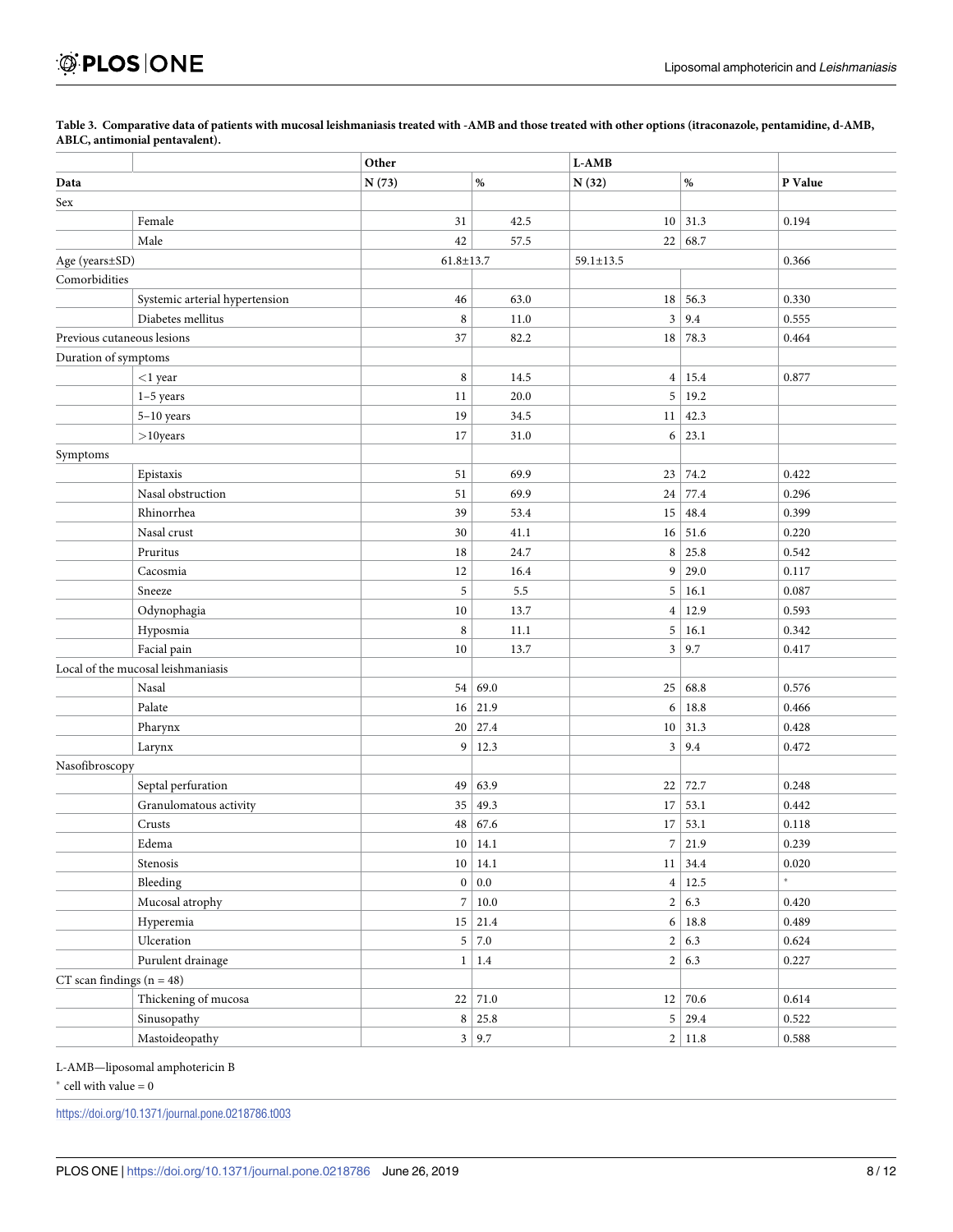**Table 3. Comparative data of patients with mucosal leishmaniasis treated with -AMB and those treated with other options (itraconazole, pentamidine, d-AMB, ABLC, antimonial pentavalent).**

| | | Other | | L-AMB | | |
|---|---|---|---|---|---|---|
| Data | | N (73) | % | N (32) | % | P Value |
| Sex | | | | | | |
| | Female | 31 | 42.5 | 10 | 31.3 | 0.194 |
| | Male | 42 | 57.5 | 22 | 68.7 | |
| Age (years±SD) | | 61.8±13.7 | | 59.1±13.5 | | 0.366 |
| Comorbidities | | | | | | |
| | Systemic arterial hypertension | 46 | 63.0 | 18 | 56.3 | 0.330 |
| | Diabetes mellitus | 8 | 11.0 | 3 | 9.4 | 0.555 |
| Previous cutaneous lesions | | 37 | 82.2 | 18 | 78.3 | 0.464 |
| Duration of symptoms | | | | | | |
| | <1 year | 8 | 14.5 | 4 | 15.4 | 0.877 |
| | 1–5 years | 11 | 20.0 | 5 | 19.2 | |
| | 5–10 years | 19 | 34.5 | 11 | 42.3 | |
| | >10years | 17 | 31.0 | 6 | 23.1 | |
| Symptoms | | | | | | |
| | Epistaxis | 51 | 69.9 | 23 | 74.2 | 0.422 |
| | Nasal obstruction | 51 | 69.9 | 24 | 77.4 | 0.296 |
| | Rhinorrhea | 39 | 53.4 | 15 | 48.4 | 0.399 |
| | Nasal crust | 30 | 41.1 | 16 | 51.6 | 0.220 |
| | Pruritus | 18 | 24.7 | 8 | 25.8 | 0.542 |
| | Cacosmia | 12 | 16.4 | 9 | 29.0 | 0.117 |
| | Sneeze | 5 | 5.5 | 5 | 16.1 | 0.087 |
| | Odynophagia | 10 | 13.7 | 4 | 12.9 | 0.593 |
| | Hyposmia | 8 | 11.1 | 5 | 16.1 | 0.342 |
| | Facial pain | 10 | 13.7 | 3 | 9.7 | 0.417 |
| Local of the mucosal leishmaniasis | | | | | | |
| | Nasal | 54 | 69.0 | 25 | 68.8 | 0.576 |
| | Palate | 16 | 21.9 | 6 | 18.8 | 0.466 |
| | Pharynx | 20 | 27.4 | 10 | 31.3 | 0.428 |
| | Larynx | 9 | 12.3 | 3 | 9.4 | 0.472 |
| Nasofibroscopy | | | | | | |
| | Septal perfuration | 49 | 63.9 | 22 | 72.7 | 0.248 |
| | Granulomatous activity | 35 | 49.3 | 17 | 53.1 | 0.442 |
| | Crusts | 48 | 67.6 | 17 | 53.1 | 0.118 |
| | Edema | 10 | 14.1 | 7 | 21.9 | 0.239 |
| | Stenosis | 10 | 14.1 | 11 | 34.4 | 0.020 |
| | Bleeding | 0 | 0.0 | 4 | 12.5 | * |
| | Mucosal atrophy | 7 | 10.0 | 2 | 6.3 | 0.420 |
| | Hyperemia | 15 | 21.4 | 6 | 18.8 | 0.489 |
| | Ulceration | 5 | 7.0 | 2 | 6.3 | 0.624 |
| | Purulent drainage | 1 | 1.4 | 2 | 6.3 | 0.227 |
| CT scan findings (n = 48) | | | | | | |
| | Thickening of mucosa | 22 | 71.0 | 12 | 70.6 | 0.614 |
| | Sinusopathy | 8 | 25.8 | 5 | 29.4 | 0.522 |
| | Mastoideopathy | 3 | 9.7 | 2 | 11.8 | 0.588 |

L-AMB—liposomal amphotericin B

* cell with value = 0

https://doi.org/10.1371/journal.pone.0218786.t003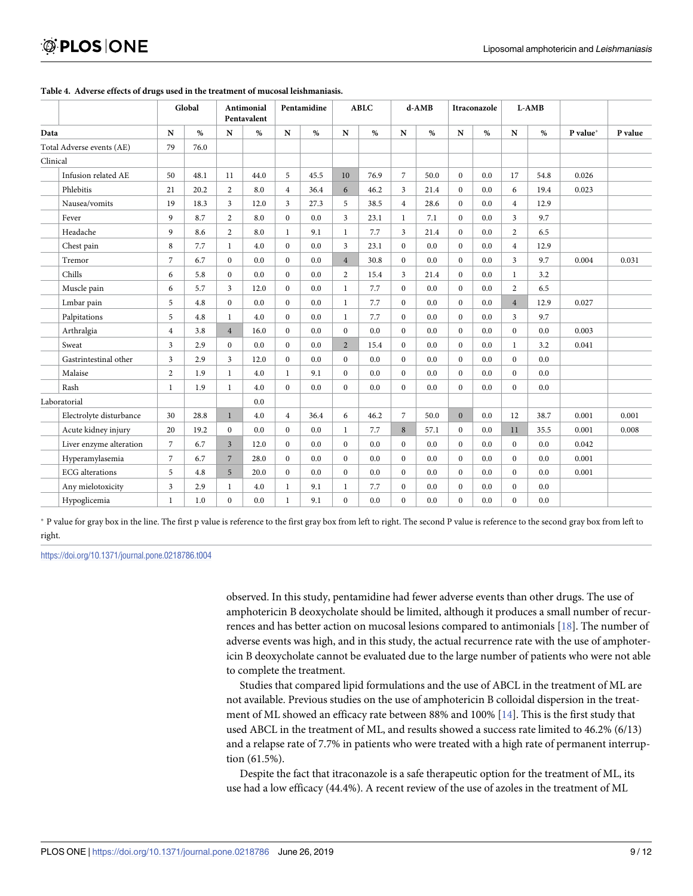**Table 4. Adverse effects of drugs used in the treatment of mucosal leishmaniasis.**

| | Global | | Antimonial Pentavalent | | Pentamidine | | ABLC | | d-AMB | | Itraconazole | | L-AMB | | | |
|---|---|---|---|---|---|---|---|---|---|---|---|---|---|---|---|---|
| **Data** | **N** | **%** | **N** | **%** | **N** | **%** | **N** | **%** | **N** | **%** | **N** | **%** | **N** | **%** | **P value*** | **P value** |
| Total Adverse events (AE) | 79 | 76.0 | | | | | | | | | | | | | | |
| Clinical | | | | | | | | | | | | | | | | |
| Infusion related AE | 50 | 48.1 | 11 | 44.0 | 5 | 45.5 | 10 | 76.9 | 7 | 50.0 | 0 | 0.0 | 17 | 54.8 | 0.026 | |
| Phlebitis | 21 | 20.2 | 2 | 8.0 | 4 | 36.4 | 6 | 46.2 | 3 | 21.4 | 0 | 0.0 | 6 | 19.4 | 0.023 | |
| Nausea/vomits | 19 | 18.3 | 3 | 12.0 | 3 | 27.3 | 5 | 38.5 | 4 | 28.6 | 0 | 0.0 | 4 | 12.9 | | |
| Fever | 9 | 8.7 | 2 | 8.0 | 0 | 0.0 | 3 | 23.1 | 1 | 7.1 | 0 | 0.0 | 3 | 9.7 | | |
| Headache | 9 | 8.6 | 2 | 8.0 | 1 | 9.1 | 1 | 7.7 | 3 | 21.4 | 0 | 0.0 | 2 | 6.5 | | |
| Chest pain | 8 | 7.7 | 1 | 4.0 | 0 | 0.0 | 3 | 23.1 | 0 | 0.0 | 0 | 0.0 | 4 | 12.9 | | |
| Tremor | 7 | 6.7 | 0 | 0.0 | 0 | 0.0 | 4 | 30.8 | 0 | 0.0 | 0 | 0.0 | 3 | 9.7 | 0.004 | 0.031 |
| Chills | 6 | 5.8 | 0 | 0.0 | 0 | 0.0 | 2 | 15.4 | 3 | 21.4 | 0 | 0.0 | 1 | 3.2 | | |
| Muscle pain | 6 | 5.7 | 3 | 12.0 | 0 | 0.0 | 1 | 7.7 | 0 | 0.0 | 0 | 0.0 | 2 | 6.5 | | |
| Lmbar pain | 5 | 4.8 | 0 | 0.0 | 0 | 0.0 | 1 | 7.7 | 0 | 0.0 | 0 | 0.0 | 4 | 12.9 | 0.027 | |
| Palpitations | 5 | 4.8 | 1 | 4.0 | 0 | 0.0 | 1 | 7.7 | 0 | 0.0 | 0 | 0.0 | 3 | 9.7 | | |
| Arthralgia | 4 | 3.8 | 4 | 16.0 | 0 | 0.0 | 0 | 0.0 | 0 | 0.0 | 0 | 0.0 | 0 | 0.0 | 0.003 | |
| Sweat | 3 | 2.9 | 0 | 0.0 | 0 | 0.0 | 2 | 15.4 | 0 | 0.0 | 0 | 0.0 | 1 | 3.2 | 0.041 | |
| Gastrintestinal other | 3 | 2.9 | 3 | 12.0 | 0 | 0.0 | 0 | 0.0 | 0 | 0.0 | 0 | 0.0 | 0 | 0.0 | | |
| Malaise | 2 | 1.9 | 1 | 4.0 | 1 | 9.1 | 0 | 0.0 | 0 | 0.0 | 0 | 0.0 | 0 | 0.0 | | |
| Rash | 1 | 1.9 | 1 | 4.0 | 0 | 0.0 | 0 | 0.0 | 0 | 0.0 | 0 | 0.0 | 0 | 0.0 | | |
| Laboratorial | | | | 0.0 | | | | | | | | | | | | |
| Electrolyte disturbance | 30 | 28.8 | 1 | 4.0 | 4 | 36.4 | 6 | 46.2 | 7 | 50.0 | 0 | 0.0 | 12 | 38.7 | 0.001 | 0.001 |
| Acute kidney injury | 20 | 19.2 | 0 | 0.0 | 0 | 0.0 | 1 | 7.7 | 8 | 57.1 | 0 | 0.0 | 11 | 35.5 | 0.001 | 0.008 |
| Liver enzyme alteration | 7 | 6.7 | 3 | 12.0 | 0 | 0.0 | 0 | 0.0 | 0 | 0.0 | 0 | 0.0 | 0 | 0.0 | 0.042 | |
| Hyperamylasemia | 7 | 6.7 | 7 | 28.0 | 0 | 0.0 | 0 | 0.0 | 0 | 0.0 | 0 | 0.0 | 0 | 0.0 | 0.001 | |
| ECG alterations | 5 | 4.8 | 5 | 20.0 | 0 | 0.0 | 0 | 0.0 | 0 | 0.0 | 0 | 0.0 | 0 | 0.0 | 0.001 | |
| Any mielotoxicity | 3 | 2.9 | 1 | 4.0 | 1 | 9.1 | 1 | 7.7 | 0 | 0.0 | 0 | 0.0 | 0 | 0.0 | | |
| Hypoglicemia | 1 | 1.0 | 0 | 0.0 | 1 | 9.1 | 0 | 0.0 | 0 | 0.0 | 0 | 0.0 | 0 | 0.0 | | |

* P value for gray box in the line. The first p value is reference to the first gray box from left to right. The second P value is reference to the second gray box from left to right.

https://doi.org/10.1371/journal.pone.0218786.t004

observed. In this study, pentamidine had fewer adverse events than other drugs. The use of amphotericin B deoxycholate should be limited, although it produces a small number of recurrences and has better action on mucosal lesions compared to antimonials [18]. The number of adverse events was high, and in this study, the actual recurrence rate with the use of amphotericin B deoxycholate cannot be evaluated due to the large number of patients who were not able to complete the treatment.

Studies that compared lipid formulations and the use of ABCL in the treatment of ML are not available. Previous studies on the use of amphotericin B colloidal dispersion in the treatment of ML showed an efficacy rate between 88% and 100% [14]. This is the first study that used ABCL in the treatment of ML, and results showed a success rate limited to 46.2% (6/13) and a relapse rate of 7.7% in patients who were treated with a high rate of permanent interruption (61.5%).

Despite the fact that itraconazole is a safe therapeutic option for the treatment of ML, its use had a low efficacy (44.4%). A recent review of the use of azoles in the treatment of ML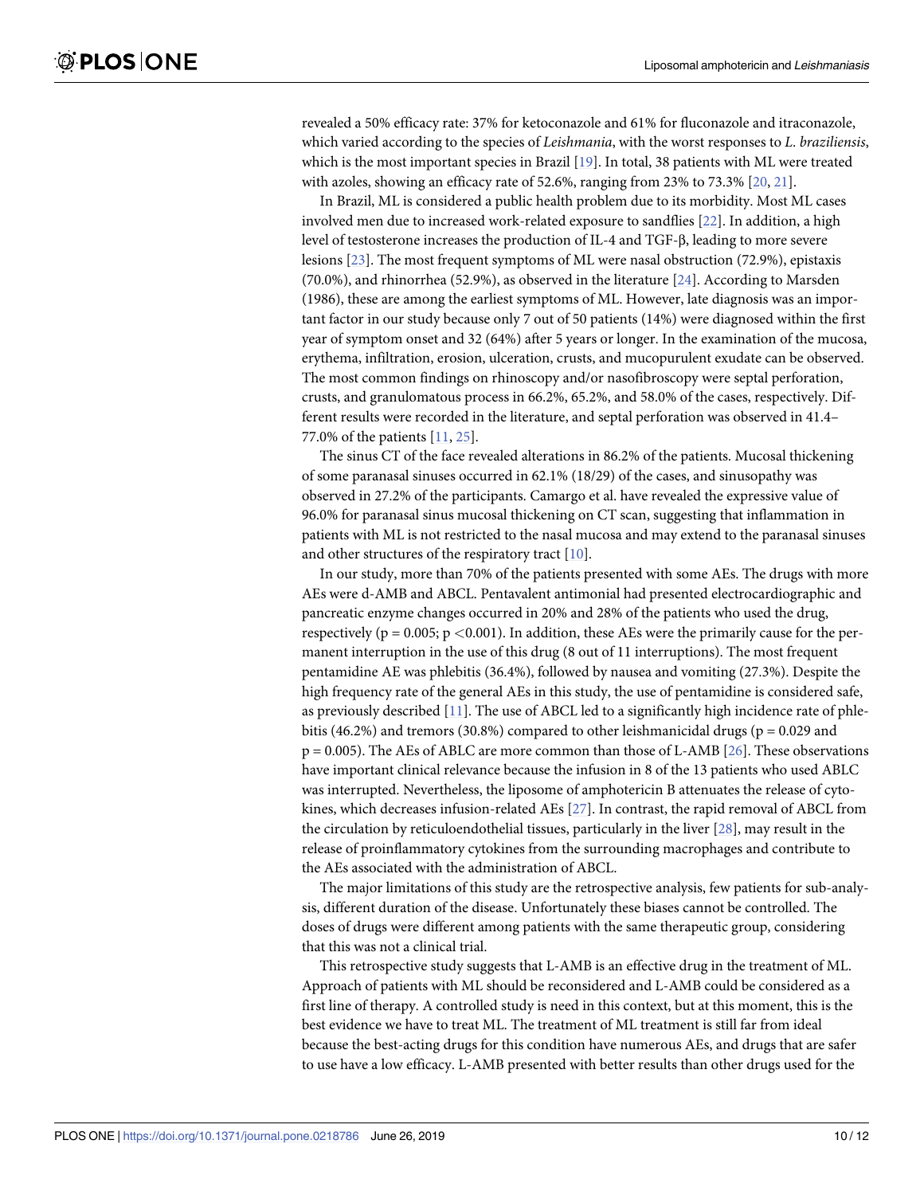revealed a 50% efficacy rate: 37% for ketoconazole and 61% for fluconazole and itraconazole, which varied according to the species of *Leishmania*, with the worst responses to *L. braziliensis*, which is the most important species in Brazil [19]. In total, 38 patients with ML were treated with azoles, showing an efficacy rate of 52.6%, ranging from 23% to 73.3% [20, 21].

In Brazil, ML is considered a public health problem due to its morbidity. Most ML cases involved men due to increased work-related exposure to sandflies [22]. In addition, a high level of testosterone increases the production of IL-4 and TGF-β, leading to more severe lesions [23]. The most frequent symptoms of ML were nasal obstruction (72.9%), epistaxis (70.0%), and rhinorrhea (52.9%), as observed in the literature [24]. According to Marsden (1986), these are among the earliest symptoms of ML. However, late diagnosis was an important factor in our study because only 7 out of 50 patients (14%) were diagnosed within the first year of symptom onset and 32 (64%) after 5 years or longer. In the examination of the mucosa, erythema, infiltration, erosion, ulceration, crusts, and mucopurulent exudate can be observed. The most common findings on rhinoscopy and/or nasofibroscopy were septal perforation, crusts, and granulomatous process in 66.2%, 65.2%, and 58.0% of the cases, respectively. Different results were recorded in the literature, and septal perforation was observed in 41.4–77.0% of the patients [11, 25].

The sinus CT of the face revealed alterations in 86.2% of the patients. Mucosal thickening of some paranasal sinuses occurred in 62.1% (18/29) of the cases, and sinusopathy was observed in 27.2% of the participants. Camargo et al. have revealed the expressive value of 96.0% for paranasal sinus mucosal thickening on CT scan, suggesting that inflammation in patients with ML is not restricted to the nasal mucosa and may extend to the paranasal sinuses and other structures of the respiratory tract [10].

In our study, more than 70% of the patients presented with some AEs. The drugs with more AEs were d-AMB and ABCL. Pentavalent antimonial had presented electrocardiographic and pancreatic enzyme changes occurred in 20% and 28% of the patients who used the drug, respectively ($p = 0.005$; $p < 0.001$). In addition, these AEs were the primarily cause for the permanent interruption in the use of this drug (8 out of 11 interruptions). The most frequent pentamidine AE was phlebitis (36.4%), followed by nausea and vomiting (27.3%). Despite the high frequency rate of the general AEs in this study, the use of pentamidine is considered safe, as previously described [11]. The use of ABCL led to a significantly high incidence rate of phlebitis (46.2%) and tremors (30.8%) compared to other leishmanicidal drugs ($p = 0.029$ and $p = 0.005$). The AEs of ABLC are more common than those of L-AMB [26]. These observations have important clinical relevance because the infusion in 8 of the 13 patients who used ABLC was interrupted. Nevertheless, the liposome of amphotericin B attenuates the release of cytokines, which decreases infusion-related AEs [27]. In contrast, the rapid removal of ABCL from the circulation by reticuloendothelial tissues, particularly in the liver [28], may result in the release of proinflammatory cytokines from the surrounding macrophages and contribute to the AEs associated with the administration of ABCL.

The major limitations of this study are the retrospective analysis, few patients for sub-analysis, different duration of the disease. Unfortunately these biases cannot be controlled. The doses of drugs were different among patients with the same therapeutic group, considering that this was not a clinical trial.

This retrospective study suggests that L-AMB is an effective drug in the treatment of ML. Approach of patients with ML should be reconsidered and L-AMB could be considered as a first line of therapy. A controlled study is need in this context, but at this moment, this is the best evidence we have to treat ML. The treatment of ML treatment is still far from ideal because the best-acting drugs for this condition have numerous AEs, and drugs that are safer to use have a low efficacy. L-AMB presented with better results than other drugs used for the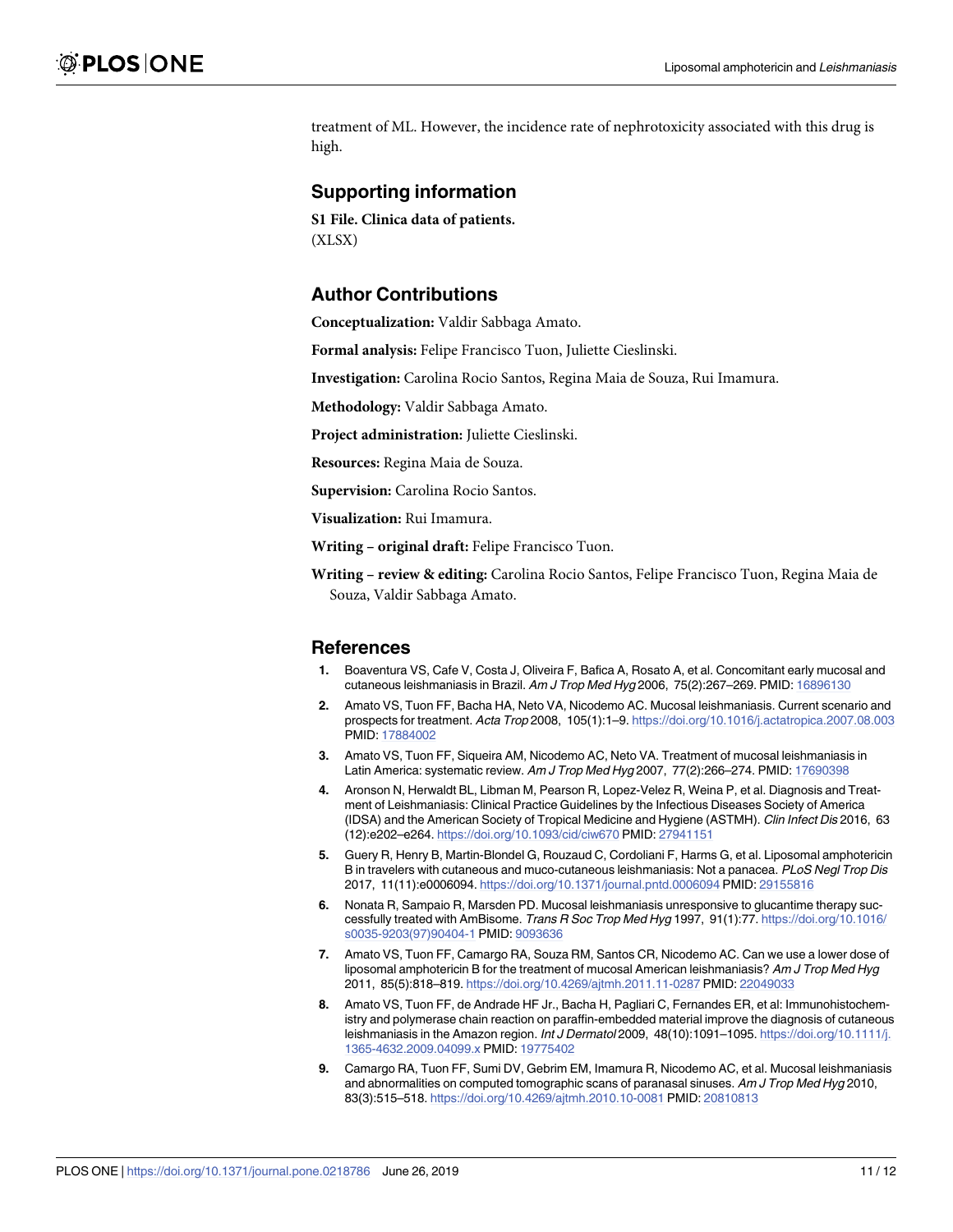treatment of ML. However, the incidence rate of nephrotoxicity associated with this drug is high.

## Supporting information

**S1 File. Clinica data of patients.**
(XLSX)

## Author Contributions

**Conceptualization:** Valdir Sabbaga Amato.

**Formal analysis:** Felipe Francisco Tuon, Juliette Cieslinski.

**Investigation:** Carolina Rocio Santos, Regina Maia de Souza, Rui Imamura.

**Methodology:** Valdir Sabbaga Amato.

**Project administration:** Juliette Cieslinski.

**Resources:** Regina Maia de Souza.

**Supervision:** Carolina Rocio Santos.

**Visualization:** Rui Imamura.

**Writing – original draft:** Felipe Francisco Tuon.

**Writing – review & editing:** Carolina Rocio Santos, Felipe Francisco Tuon, Regina Maia de Souza, Valdir Sabbaga Amato.

## References

1. Boaventura VS, Cafe V, Costa J, Oliveira F, Bafica A, Rosato A, et al. Concomitant early mucosal and cutaneous leishmaniasis in Brazil. *Am J Trop Med Hyg* 2006, 75(2):267–269. PMID: 16896130
2. Amato VS, Tuon FF, Bacha HA, Neto VA, Nicodemo AC. Mucosal leishmaniasis. Current scenario and prospects for treatment. *Acta Trop* 2008, 105(1):1–9. https://doi.org/10.1016/j.actatropica.2007.08.003 PMID: 17884002
3. Amato VS, Tuon FF, Siqueira AM, Nicodemo AC, Neto VA. Treatment of mucosal leishmaniasis in Latin America: systematic review. *Am J Trop Med Hyg* 2007, 77(2):266–274. PMID: 17690398
4. Aronson N, Herwaldt BL, Libman M, Pearson R, Lopez-Velez R, Weina P, et al. Diagnosis and Treatment of Leishmaniasis: Clinical Practice Guidelines by the Infectious Diseases Society of America (IDSA) and the American Society of Tropical Medicine and Hygiene (ASTMH). *Clin Infect Dis* 2016, 63 (12):e202–e264. https://doi.org/10.1093/cid/ciw670 PMID: 27941151
5. Guery R, Henry B, Martin-Blondel G, Rouzaud C, Cordoliani F, Harms G, et al. Liposomal amphotericin B in travelers with cutaneous and muco-cutaneous leishmaniasis: Not a panacea. *PLoS Negl Trop Dis* 2017, 11(11):e0006094. https://doi.org/10.1371/journal.pntd.0006094 PMID: 29155816
6. Nonata R, Sampaio R, Marsden PD. Mucosal leishmaniasis unresponsive to glucantime therapy successfully treated with AmBisome. *Trans R Soc Trop Med Hyg* 1997, 91(1):77. https://doi.org/10.1016/s0035-9203(97)90404-1 PMID: 9093636
7. Amato VS, Tuon FF, Camargo RA, Souza RM, Santos CR, Nicodemo AC. Can we use a lower dose of liposomal amphotericin B for the treatment of mucosal American leishmaniasis? *Am J Trop Med Hyg* 2011, 85(5):818–819. https://doi.org/10.4269/ajtmh.2011.11-0287 PMID: 22049033
8. Amato VS, Tuon FF, de Andrade HF Jr., Bacha H, Pagliari C, Fernandes ER, et al: Immunohistochemistry and polymerase chain reaction on paraffin-embedded material improve the diagnosis of cutaneous leishmaniasis in the Amazon region. *Int J Dermatol* 2009, 48(10):1091–1095. https://doi.org/10.1111/j.1365-4632.2009.04099.x PMID: 19775402
9. Camargo RA, Tuon FF, Sumi DV, Gebrim EM, Imamura R, Nicodemo AC, et al. Mucosal leishmaniasis and abnormalities on computed tomographic scans of paranasal sinuses. *Am J Trop Med Hyg* 2010, 83(3):515–518. https://doi.org/10.4269/ajtmh.2010.10-0081 PMID: 20810813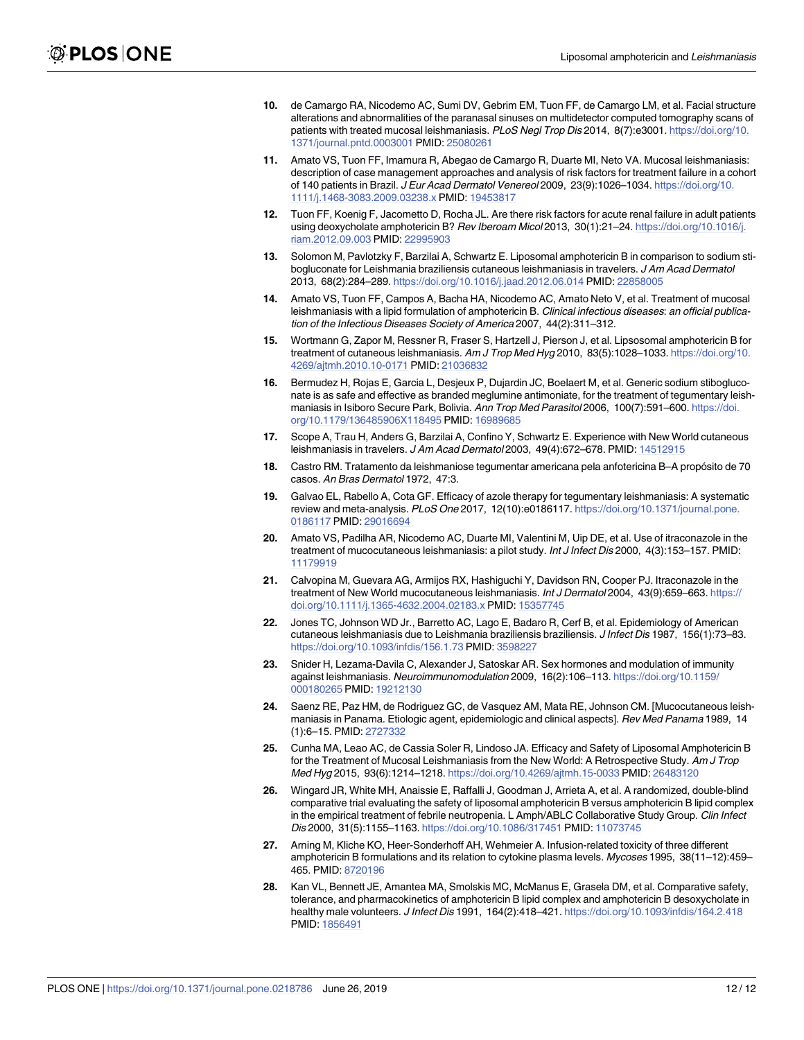10. de Camargo RA, Nicodemo AC, Sumi DV, Gebrim EM, Tuon FF, de Camargo LM, et al. Facial structure alterations and abnormalities of the paranasal sinuses on multidetector computed tomography scans of patients with treated mucosal leishmaniasis. *PLoS Negl Trop Dis* 2014, 8(7):e3001. https://doi.org/10.1371/journal.pntd.0003001 PMID: 25080261

11. Amato VS, Tuon FF, Imamura R, Abegao de Camargo R, Duarte MI, Neto VA. Mucosal leishmaniasis: description of case management approaches and analysis of risk factors for treatment failure in a cohort of 140 patients in Brazil. *J Eur Acad Dermatol Venereol* 2009, 23(9):1026–1034. https://doi.org/10.1111/j.1468-3083.2009.03238.x PMID: 19453817

12. Tuon FF, Koenig F, Jacometto D, Rocha JL. Are there risk factors for acute renal failure in adult patients using deoxycholate amphotericin B? *Rev Iberoam Micol* 2013, 30(1):21–24. https://doi.org/10.1016/j.riam.2012.09.003 PMID: 22995903

13. Solomon M, Pavlotzky F, Barzilai A, Schwartz E. Liposomal amphotericin B in comparison to sodium stibogluconate for Leishmania braziliensis cutaneous leishmaniasis in travelers. *J Am Acad Dermatol* 2013, 68(2):284–289. https://doi.org/10.1016/j.jaad.2012.06.014 PMID: 22858005

14. Amato VS, Tuon FF, Campos A, Bacha HA, Nicodemo AC, Amato Neto V, et al. Treatment of mucosal leishmaniasis with a lipid formulation of amphotericin B. *Clinical infectious diseases*: *an official publication of the Infectious Diseases Society of America* 2007, 44(2):311–312.

15. Wortmann G, Zapor M, Ressner R, Fraser S, Hartzell J, Pierson J, et al. Lipsosomal amphotericin B for treatment of cutaneous leishmaniasis. *Am J Trop Med Hyg* 2010, 83(5):1028–1033. https://doi.org/10.4269/ajtmh.2010.10-0171 PMID: 21036832

16. Bermudez H, Rojas E, Garcia L, Desjeux P, Dujardin JC, Boelaert M, et al. Generic sodium stibogluconate is as safe and effective as branded meglumine antimoniate, for the treatment of tegumentary leishmaniasis in Isiboro Secure Park, Bolivia. *Ann Trop Med Parasitol* 2006, 100(7):591–600. https://doi.org/10.1179/136485906X118495 PMID: 16989685

17. Scope A, Trau H, Anders G, Barzilai A, Confino Y, Schwartz E. Experience with New World cutaneous leishmaniasis in travelers. *J Am Acad Dermatol* 2003, 49(4):672–678. PMID: 14512915

18. Castro RM. Tratamento da leishmaniose tegumentar americana pela anfotericina B–A propósito de 70 casos. *An Bras Dermatol* 1972, 47:3.

19. Galvao EL, Rabello A, Cota GF. Efficacy of azole therapy for tegumentary leishmaniasis: A systematic review and meta-analysis. *PLoS One* 2017, 12(10):e0186117. https://doi.org/10.1371/journal.pone.0186117 PMID: 29016694

20. Amato VS, Padilha AR, Nicodemo AC, Duarte MI, Valentini M, Uip DE, et al. Use of itraconazole in the treatment of mucocutaneous leishmaniasis: a pilot study. *Int J Infect Dis* 2000, 4(3):153–157. PMID: 11179919

21. Calvopina M, Guevara AG, Armijos RX, Hashiguchi Y, Davidson RN, Cooper PJ. Itraconazole in the treatment of New World mucocutaneous leishmaniasis. *Int J Dermatol* 2004, 43(9):659–663. https://doi.org/10.1111/j.1365-4632.2004.02183.x PMID: 15357745

22. Jones TC, Johnson WD Jr., Barretto AC, Lago E, Badaro R, Cerf B, et al. Epidemiology of American cutaneous leishmaniasis due to Leishmania braziliensis braziliensis. *J Infect Dis* 1987, 156(1):73–83. https://doi.org/10.1093/infdis/156.1.73 PMID: 3598227

23. Snider H, Lezama-Davila C, Alexander J, Satoskar AR. Sex hormones and modulation of immunity against leishmaniasis. *Neuroimmunomodulation* 2009, 16(2):106–113. https://doi.org/10.1159/000180265 PMID: 19212130

24. Saenz RE, Paz HM, de Rodriguez GC, de Vasquez AM, Mata RE, Johnson CM. [Mucocutaneous leishmaniasis in Panama. Etiologic agent, epidemiologic and clinical aspects]. *Rev Med Panama* 1989, 14(1):6–15. PMID: 2727332

25. Cunha MA, Leao AC, de Cassia Soler R, Lindoso JA. Efficacy and Safety of Liposomal Amphotericin B for the Treatment of Mucosal Leishmaniasis from the New World: A Retrospective Study. *Am J Trop Med Hyg* 2015, 93(6):1214–1218. https://doi.org/10.4269/ajtmh.15-0033 PMID: 26483120

26. Wingard JR, White MH, Anaissie E, Raffalli J, Goodman J, Arrieta A, et al. A randomized, double-blind comparative trial evaluating the safety of liposomal amphotericin B versus amphotericin B lipid complex in the empirical treatment of febrile neutropenia. L Amph/ABLC Collaborative Study Group. *Clin Infect Dis* 2000, 31(5):1155–1163. https://doi.org/10.1086/317451 PMID: 11073745

27. Arning M, Kliche KO, Heer-Sonderhoff AH, Wehmeier A. Infusion-related toxicity of three different amphotericin B formulations and its relation to cytokine plasma levels. *Mycoses* 1995, 38(11–12):459–465. PMID: 8720196

28. Kan VL, Bennett JE, Amantea MA, Smolskis MC, McManus E, Grasela DM, et al. Comparative safety, tolerance, and pharmacokinetics of amphotericin B lipid complex and amphotericin B desoxycholate in healthy male volunteers. *J Infect Dis* 1991, 164(2):418–421. https://doi.org/10.1093/infdis/164.2.418 PMID: 1856491